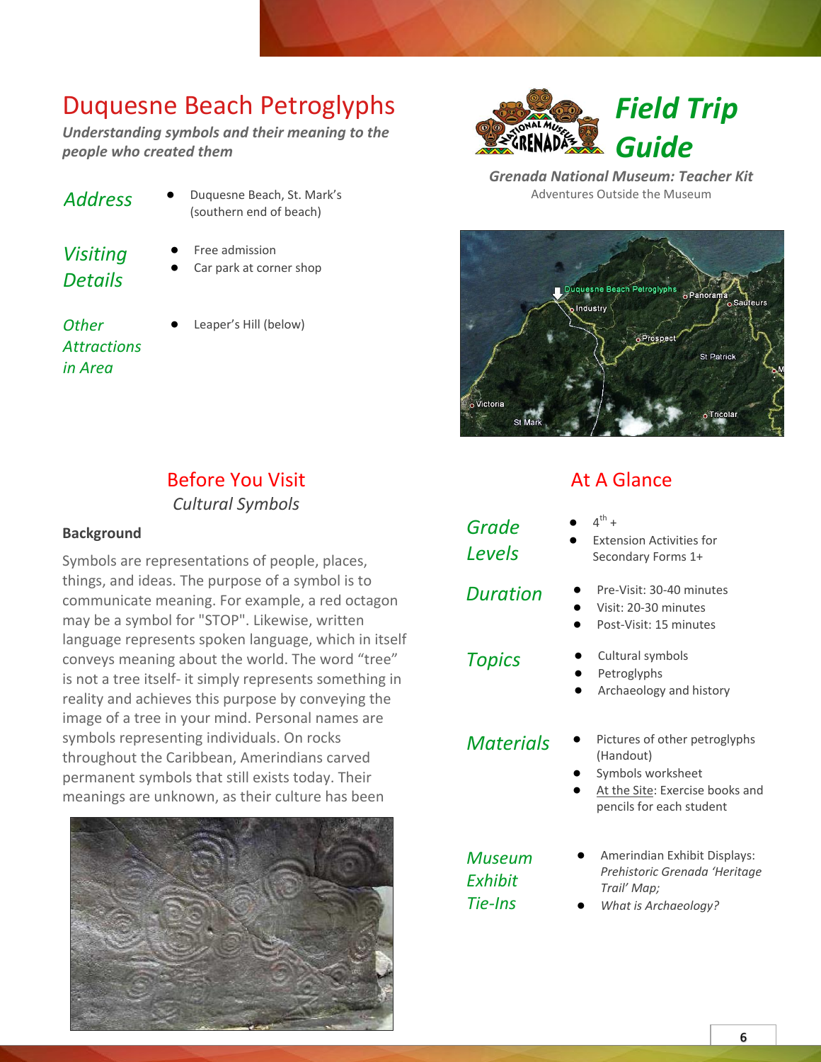# Duquesne Beach Petroglyphs

***Understanding symbols and their meaning to the people who created them***

## Field Trip Guide

***Grenada National Museum: Teacher Kit***
Adventures Outside the Museum

*Address*

- Duquesne Beach, St. Mark's (southern end of beach)

*Visiting Details*

- Free admission
- Car park at corner shop

*Other Attractions in Area*

- Leaper's Hill (below)

## Before You Visit

*Cultural Symbols*

**Background**

Symbols are representations of people, places, things, and ideas. The purpose of a symbol is to communicate meaning. For example, a red octagon may be a symbol for "STOP". Likewise, written language represents spoken language, which in itself conveys meaning about the world. The word "tree" is not a tree itself- it simply represents something in reality and achieves this purpose by conveying the image of a tree in your mind. Personal names are symbols representing individuals. On rocks throughout the Caribbean, Amerindians carved permanent symbols that still exists today. Their meanings are unknown, as their culture has been

## At A Glance

*Grade Levels*

- 4th +
- Extension Activities for Secondary Forms 1+

*Duration*

- Pre-Visit: 30-40 minutes
- Visit: 20-30 minutes
- Post-Visit: 15 minutes

*Topics*

- Cultural symbols
- Petroglyphs
- Archaeology and history

*Materials*

- Pictures of other petroglyphs (Handout)
- Symbols worksheet
- At the Site: Exercise books and pencils for each student

*Museum Exhibit Tie-Ins*

- Amerindian Exhibit Displays: *Prehistoric Grenada 'Heritage Trail' Map;*
- *What is Archaeology?*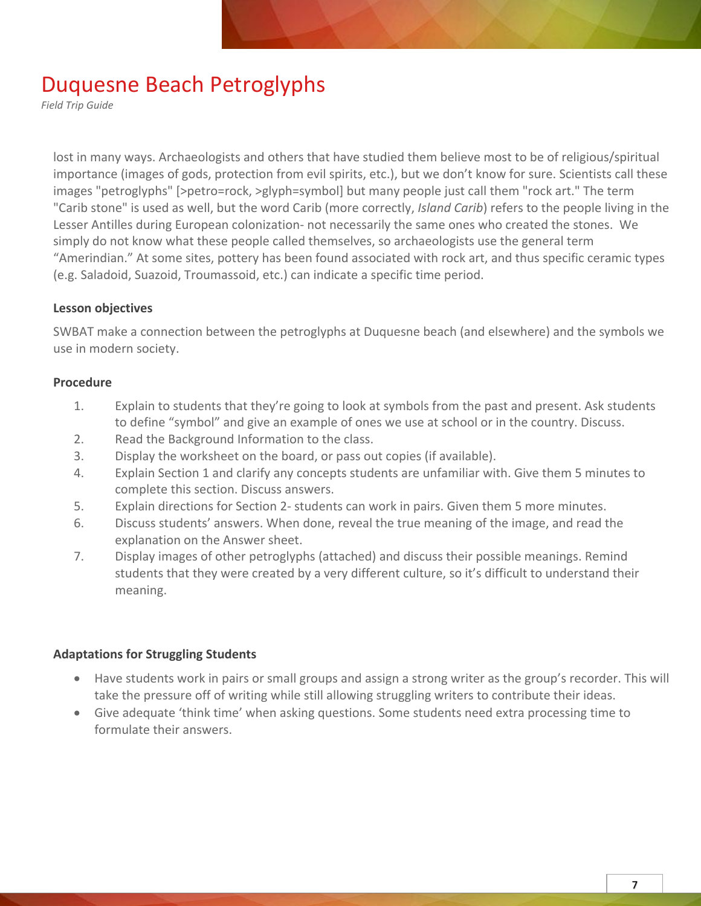lost in many ways. Archaeologists and others that have studied them believe most to be of religious/spiritual importance (images of gods, protection from evil spirits, etc.), but we don't know for sure. Scientists call these images "petroglyphs" [>petro=rock, >glyph=symbol] but many people just call them "rock art." The term "Carib stone" is used as well, but the word Carib (more correctly, *Island Carib*) refers to the people living in the Lesser Antilles during European colonization- not necessarily the same ones who created the stones. We simply do not know what these people called themselves, so archaeologists use the general term "Amerindian." At some sites, pottery has been found associated with rock art, and thus specific ceramic types (e.g. Saladoid, Suazoid, Troumassoid, etc.) can indicate a specific time period.

**Lesson objectives**

SWBAT make a connection between the petroglyphs at Duquesne beach (and elsewhere) and the symbols we use in modern society.

**Procedure**

1. Explain to students that they're going to look at symbols from the past and present. Ask students to define "symbol" and give an example of ones we use at school or in the country. Discuss.
2. Read the Background Information to the class.
3. Display the worksheet on the board, or pass out copies (if available).
4. Explain Section 1 and clarify any concepts students are unfamiliar with. Give them 5 minutes to complete this section. Discuss answers.
5. Explain directions for Section 2- students can work in pairs. Given them 5 more minutes.
6. Discuss students' answers. When done, reveal the true meaning of the image, and read the explanation on the Answer sheet.
7. Display images of other petroglyphs (attached) and discuss their possible meanings. Remind students that they were created by a very different culture, so it's difficult to understand their meaning.

**Adaptations for Struggling Students**

- Have students work in pairs or small groups and assign a strong writer as the group's recorder. This will take the pressure off of writing while still allowing struggling writers to contribute their ideas.
- Give adequate 'think time' when asking questions. Some students need extra processing time to formulate their answers.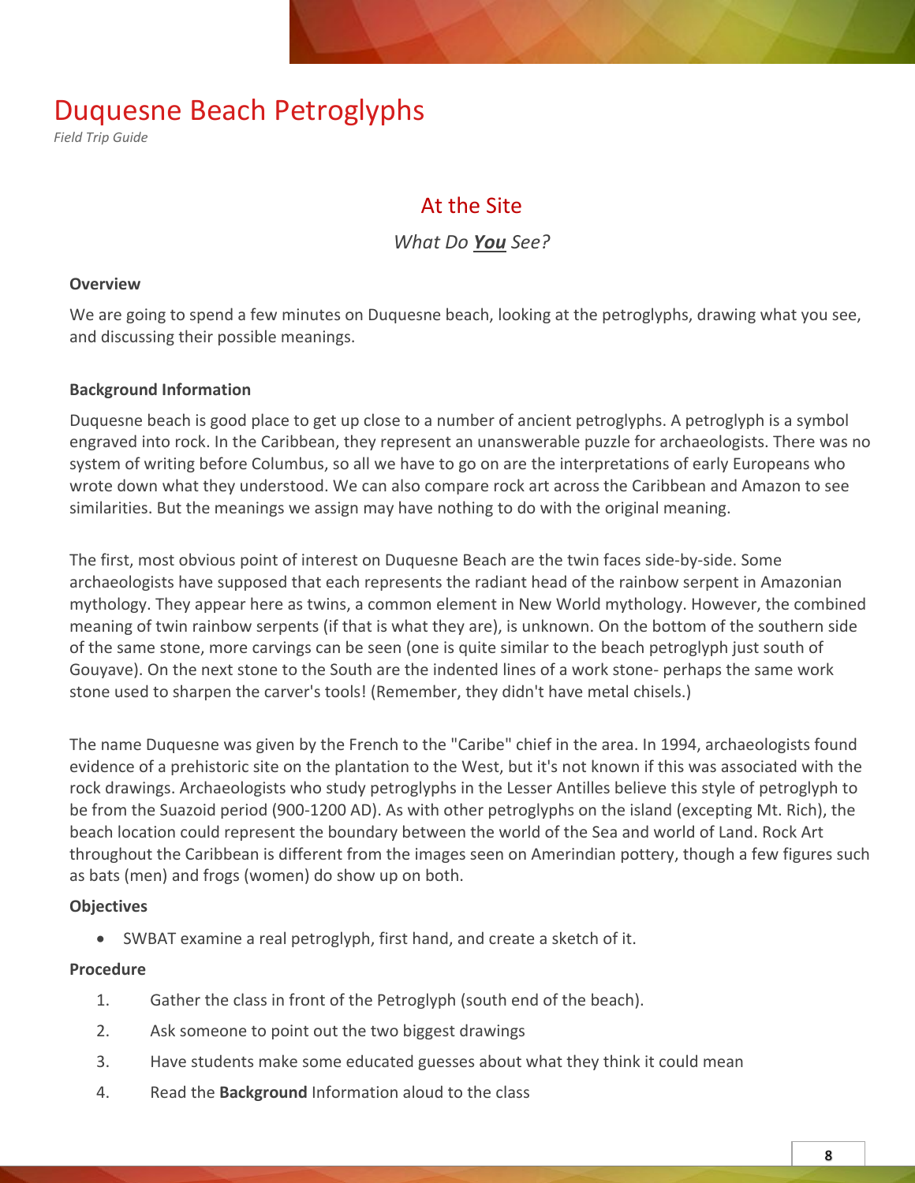# Duquesne Beach Petroglyphs

*Field Trip Guide*

## At the Site

*What Do **You** See?*

### Overview

We are going to spend a few minutes on Duquesne beach, looking at the petroglyphs, drawing what you see, and discussing their possible meanings.

### Background Information

Duquesne beach is good place to get up close to a number of ancient petroglyphs. A petroglyph is a symbol engraved into rock. In the Caribbean, they represent an unanswerable puzzle for archaeologists. There was no system of writing before Columbus, so all we have to go on are the interpretations of early Europeans who wrote down what they understood. We can also compare rock art across the Caribbean and Amazon to see similarities. But the meanings we assign may have nothing to do with the original meaning.

The first, most obvious point of interest on Duquesne Beach are the twin faces side-by-side. Some archaeologists have supposed that each represents the radiant head of the rainbow serpent in Amazonian mythology. They appear here as twins, a common element in New World mythology. However, the combined meaning of twin rainbow serpents (if that is what they are), is unknown. On the bottom of the southern side of the same stone, more carvings can be seen (one is quite similar to the beach petroglyph just south of Gouyave). On the next stone to the South are the indented lines of a work stone- perhaps the same work stone used to sharpen the carver's tools! (Remember, they didn't have metal chisels.)

The name Duquesne was given by the French to the "Caribe" chief in the area. In 1994, archaeologists found evidence of a prehistoric site on the plantation to the West, but it's not known if this was associated with the rock drawings. Archaeologists who study petroglyphs in the Lesser Antilles believe this style of petroglyph to be from the Suazoid period (900-1200 AD). As with other petroglyphs on the island (excepting Mt. Rich), the beach location could represent the boundary between the world of the Sea and world of Land. Rock Art throughout the Caribbean is different from the images seen on Amerindian pottery, though a few figures such as bats (men) and frogs (women) do show up on both.

### Objectives

- SWBAT examine a real petroglyph, first hand, and create a sketch of it.

### Procedure

1. Gather the class in front of the Petroglyph (south end of the beach).
2. Ask someone to point out the two biggest drawings
3. Have students make some educated guesses about what they think it could mean
4. Read the **Background** Information aloud to the class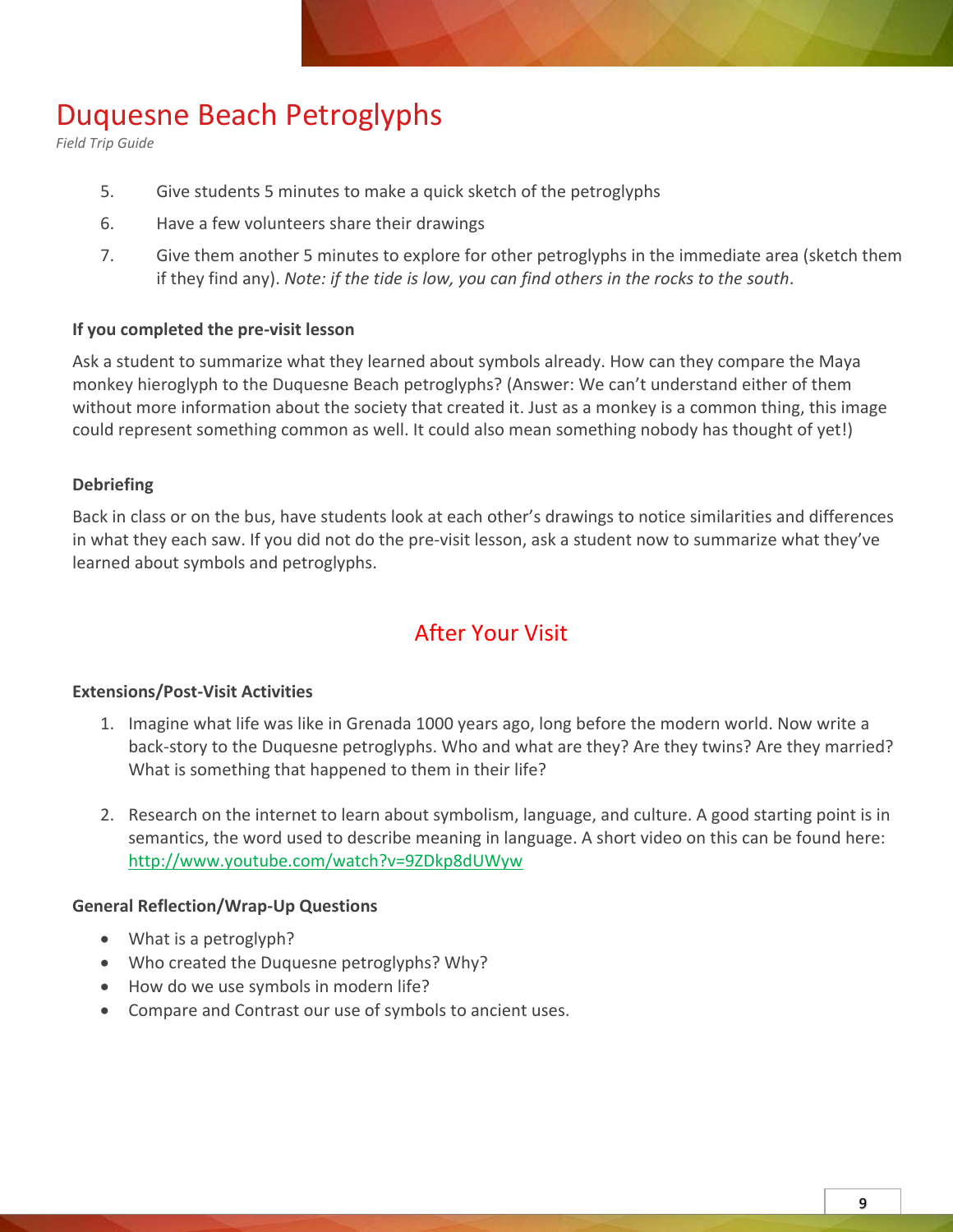# Duquesne Beach Petroglyphs

*Field Trip Guide*

5. Give students 5 minutes to make a quick sketch of the petroglyphs
6. Have a few volunteers share their drawings
7. Give them another 5 minutes to explore for other petroglyphs in the immediate area (sketch them if they find any). *Note: if the tide is low, you can find others in the rocks to the south*.

**If you completed the pre-visit lesson**

Ask a student to summarize what they learned about symbols already. How can they compare the Maya monkey hieroglyph to the Duquesne Beach petroglyphs? (Answer: We can't understand either of them without more information about the society that created it. Just as a monkey is a common thing, this image could represent something common as well. It could also mean something nobody has thought of yet!)

**Debriefing**

Back in class or on the bus, have students look at each other's drawings to notice similarities and differences in what they each saw. If you did not do the pre-visit lesson, ask a student now to summarize what they've learned about symbols and petroglyphs.

## After Your Visit

**Extensions/Post-Visit Activities**

1. Imagine what life was like in Grenada 1000 years ago, long before the modern world. Now write a back-story to the Duquesne petroglyphs. Who and what are they? Are they twins? Are they married? What is something that happened to them in their life?

2. Research on the internet to learn about symbolism, language, and culture. A good starting point is in semantics, the word used to describe meaning in language. A short video on this can be found here: http://www.youtube.com/watch?v=9ZDkp8dUWyw

**General Reflection/Wrap-Up Questions**

- What is a petroglyph?
- Who created the Duquesne petroglyphs? Why?
- How do we use symbols in modern life?
- Compare and Contrast our use of symbols to ancient uses.